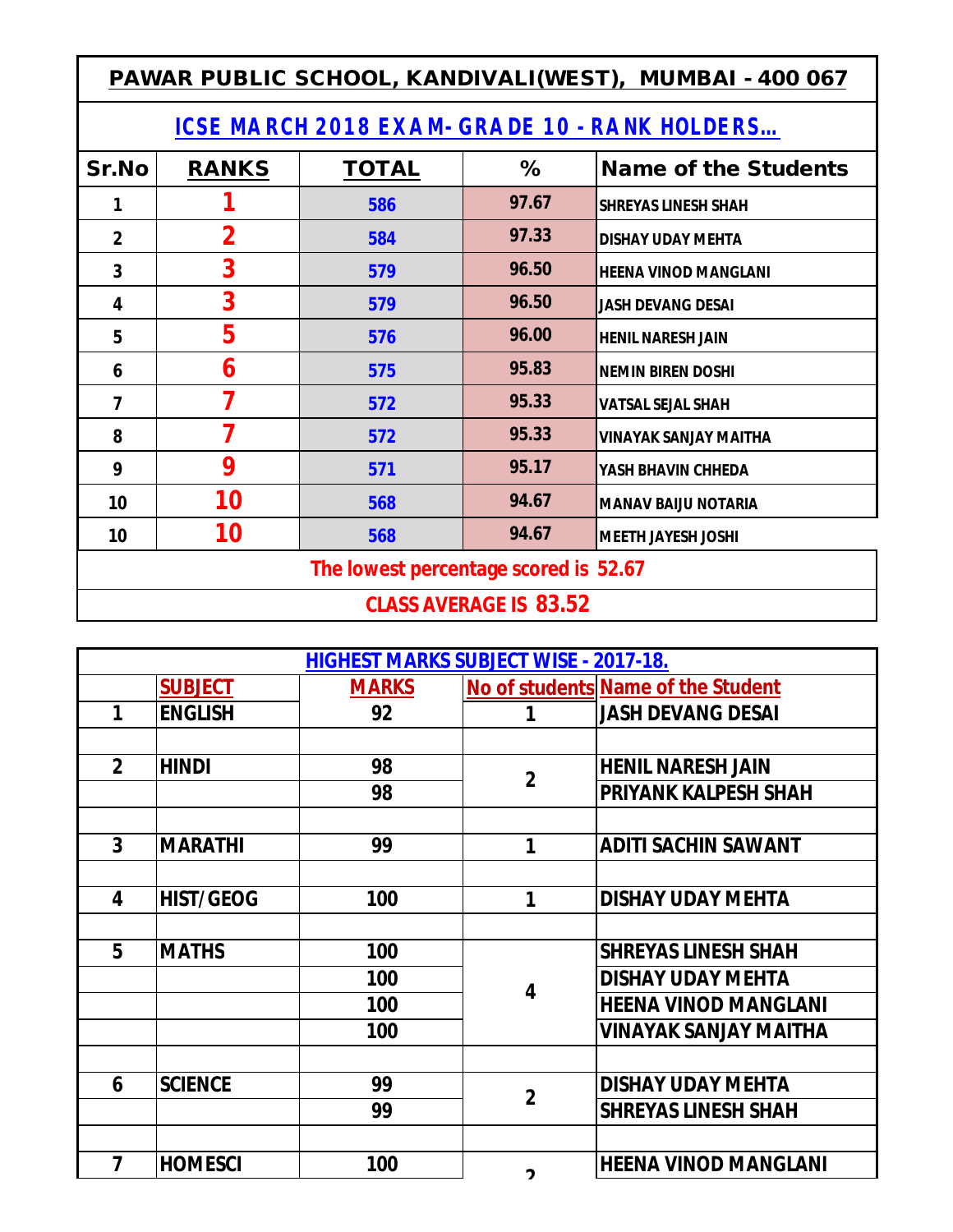# PAWAR PUBLIC SCHOOL, KANDIVALI(WEST), MUMBAI - 400 067

## ICSE MARCH 2018 EXAM- GRADE 10 - RANK HOLDERS...

| Sr.No | RANKS | TOTAL | % | Name of the Students |
|---|---|---|---|---|
| 1 | 1 | 586 | 97.67 | SHREYAS LINESH SHAH |
| 2 | 2 | 584 | 97.33 | DISHAY UDAY MEHTA |
| 3 | 3 | 579 | 96.50 | HEENA VINOD MANGLANI |
| 4 | 3 | 579 | 96.50 | JASH DEVANG DESAI |
| 5 | 5 | 576 | 96.00 | HENIL NARESH JAIN |
| 6 | 6 | 575 | 95.83 | NEMIN BIREN DOSHI |
| 7 | 7 | 572 | 95.33 | VATSAL SEJAL SHAH |
| 8 | 7 | 572 | 95.33 | VINAYAK SANJAY MAITHA |
| 9 | 9 | 571 | 95.17 | YASH BHAVIN CHHEDA |
| 10 | 10 | 568 | 94.67 | MANAV BAIJU NOTARIA |
| 10 | 10 | 568 | 94.67 | MEETH JAYESH JOSHI |

**The lowest percentage scored is 52.67**

**CLASS AVERAGE IS 83.52**

## HIGHEST MARKS SUBJECT WISE - 2017-18.

| | SUBJECT | MARKS | No of students | Name of the Student |
|---|---|---|---|---|
| 1 | ENGLISH | 92 | 1 | JASH DEVANG DESAI |
| | | | | |
| 2 | HINDI | 98 | 2 | HENIL NARESH JAIN |
| | | 98 | | PRIYANK KALPESH SHAH |
| | | | | |
| 3 | MARATHI | 99 | 1 | ADITI SACHIN SAWANT |
| | | | | |
| 4 | HIST/GEOG | 100 | 1 | DISHAY UDAY MEHTA |
| | | | | |
| 5 | MATHS | 100 | 4 | SHREYAS LINESH SHAH |
| | | 100 | | DISHAY UDAY MEHTA |
| | | 100 | | HEENA VINOD MANGLANI |
| | | 100 | | VINAYAK SANJAY MAITHA |
| | | | | |
| 6 | SCIENCE | 99 | 2 | DISHAY UDAY MEHTA |
| | | 99 | | SHREYAS LINESH SHAH |
| | | | | |
| 7 | HOMESCI | 100 | 2 | HEENA VINOD MANGLANI |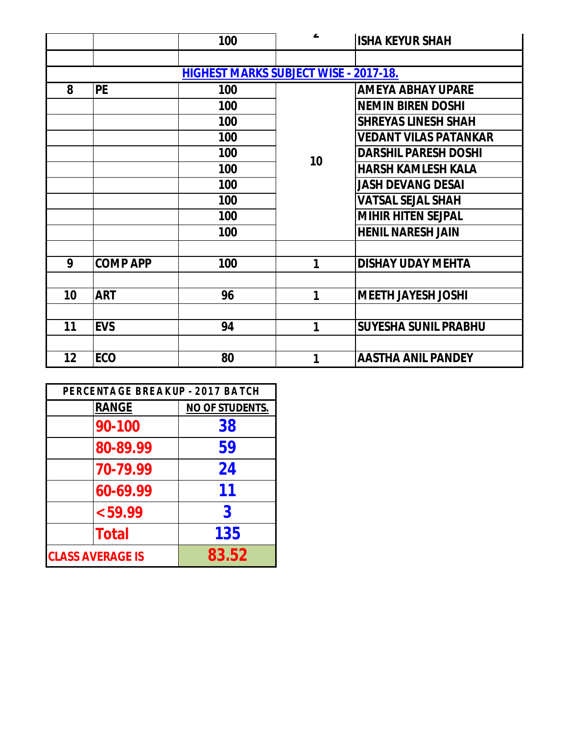| | | | | |
|---|---|---|---|---|
| | | 100 | 2 | ISHA KEYUR SHAH |
| | | | | |
| **HIGHEST MARKS SUBJECT WISE - 2017-18.** | | | | |
| 8 | PE | 100 | 10 | AMEYA ABHAY UPARE |
| | | 100 | | NEMIN BIREN DOSHI |
| | | 100 | | SHREYAS LINESH SHAH |
| | | 100 | | VEDANT VILAS PATANKAR |
| | | 100 | | DARSHIL PARESH DOSHI |
| | | 100 | | HARSH KAMLESH KALA |
| | | 100 | | JASH DEVANG DESAI |
| | | 100 | | VATSAL SEJAL SHAH |
| | | 100 | | MIHIR HITEN SEJPAL |
| | | 100 | | HENIL NARESH JAIN |
| | | | | |
| 9 | COMP APP | 100 | 1 | DISHAY UDAY MEHTA |
| | | | | |
| 10 | ART | 96 | 1 | MEETH JAYESH JOSHI |
| | | | | |
| 11 | EVS | 94 | 1 | SUYESHA SUNIL PRABHU |
| | | | | |
| 12 | ECO | 80 | 1 | AASTHA ANIL PANDEY |

| PERCENTAGE BREAKUP - 2017 BATCH | | |
|---|---|---|
| | RANGE | NO OF STUDENTS. |
| | 90-100 | 38 |
| | 80-89.99 | 59 |
| | 70-79.99 | 24 |
| | 60-69.99 | 11 |
| | <59.99 | 3 |
| | Total | 135 |
| CLASS AVERAGE IS | | 83.52 |